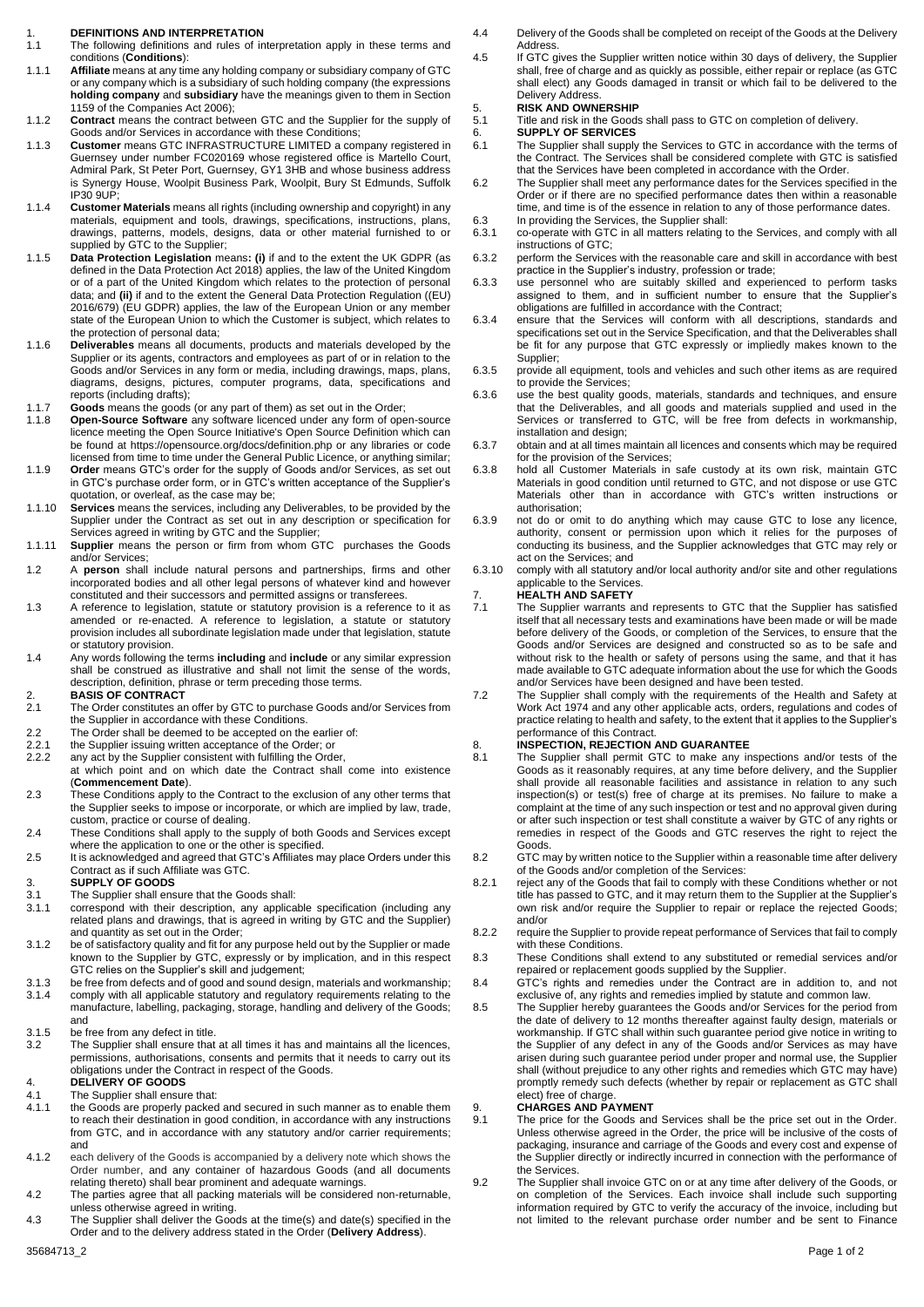## 1. DEFINITIONS AND INTERPRETATION

1.1 The following definitions and rules of interpretation apply in these terms and conditions (**Conditions**):

1.1.1 **Affiliate** means at any time any holding company or subsidiary company of GTC or any company which is a subsidiary of such holding company (the expressions **holding company** and **subsidiary** have the meanings given to them in Section 1159 of the Companies Act 2006);

1.1.2 **Contract** means the contract between GTC and the Supplier for the supply of Goods and/or Services in accordance with these Conditions;

1.1.3 **Customer** means GTC INFRASTRUCTURE LIMITED a company registered in Guernsey under number FC020169 whose registered office is Martello Court, Admiral Park, St Peter Port, Guernsey, GY1 3HB and whose business address is Synergy House, Woolpit Business Park, Woolpit, Bury St Edmunds, Suffolk IP30 9UP;

1.1.4 **Customer Materials** means all rights (including ownership and copyright) in any materials, equipment and tools, drawings, specifications, instructions, plans, drawings, patterns, models, designs, data or other material furnished to or supplied by GTC to the Supplier;

1.1.5 **Data Protection Legislation** means**: (i)** if and to the extent the UK GDPR (as defined in the Data Protection Act 2018) applies, the law of the United Kingdom or of a part of the United Kingdom which relates to the protection of personal data; and **(ii)** if and to the extent the General Data Protection Regulation ((EU) 2016/679) (EU GDPR) applies, the law of the European Union or any member state of the European Union to which the Customer is subject, which relates to the protection of personal data;

1.1.6 **Deliverables** means all documents, products and materials developed by the Supplier or its agents, contractors and employees as part of or in relation to the Goods and/or Services in any form or media, including drawings, maps, plans, diagrams, designs, pictures, computer programs, data, specifications and reports (including drafts);

1.1.7 **Goods** means the goods (or any part of them) as set out in the Order;

1.1.8 **Open-Source Software** any software licenced under any form of open-source licence meeting the Open Source Initiative's Open Source Definition which can be found at https://opensource.org/docs/definition.php or any libraries or code licensed from time to time under the General Public Licence, or anything similar;

1.1.9 **Order** means GTC's order for the supply of Goods and/or Services, as set out in GTC's purchase order form, or in GTC's written acceptance of the Supplier's quotation, or overleaf, as the case may be;

1.1.10 **Services** means the services, including any Deliverables, to be provided by the Supplier under the Contract as set out in any description or specification for Services agreed in writing by GTC and the Supplier;

1.1.11 **Supplier** means the person or firm from whom GTC purchases the Goods and/or Services;

1.2 A **person** shall include natural persons and partnerships, firms and other incorporated bodies and all other legal persons of whatever kind and however constituted and their successors and permitted assigns or transferees.

1.3 A reference to legislation, statute or statutory provision is a reference to it as amended or re-enacted. A reference to legislation, a statute or statutory provision includes all subordinate legislation made under that legislation, statute or statutory provision.

1.4 Any words following the terms **including** and **include** or any similar expression shall be construed as illustrative and shall not limit the sense of the words, description, definition, phrase or term preceding those terms.

## 2. BASIS OF CONTRACT

2.1 The Order constitutes an offer by GTC to purchase Goods and/or Services from the Supplier in accordance with these Conditions.

2.2 The Order shall be deemed to be accepted on the earlier of:

2.2.1 the Supplier issuing written acceptance of the Order; or

2.2.2 any act by the Supplier consistent with fulfilling the Order,

at which point and on which date the Contract shall come into existence (**Commencement Date**).

2.3 These Conditions apply to the Contract to the exclusion of any other terms that the Supplier seeks to impose or incorporate, or which are implied by law, trade, custom, practice or course of dealing.

2.4 These Conditions shall apply to the supply of both Goods and Services except where the application to one or the other is specified.

2.5 It is acknowledged and agreed that GTC's Affiliates may place Orders under this Contract as if such Affiliate was GTC.

## 3. SUPPLY OF GOODS

3.1 The Supplier shall ensure that the Goods shall:

3.1.1 correspond with their description, any applicable specification (including any related plans and drawings, that is agreed in writing by GTC and the Supplier) and quantity as set out in the Order;

3.1.2 be of satisfactory quality and fit for any purpose held out by the Supplier or made known to the Supplier by GTC, expressly or by implication, and in this respect GTC relies on the Supplier's skill and judgement;

3.1.3 be free from defects and of good and sound design, materials and workmanship;

3.1.4 comply with all applicable statutory and regulatory requirements relating to the manufacture, labelling, packaging, storage, handling and delivery of the Goods; and

3.1.5 be free from any defect in title.

3.2 The Supplier shall ensure that at all times it has and maintains all the licences, permissions, authorisations, consents and permits that it needs to carry out its obligations under the Contract in respect of the Goods.

## 4. DELIVERY OF GOODS

4.1 The Supplier shall ensure that:

4.1.1 the Goods are properly packed and secured in such manner as to enable them to reach their destination in good condition, in accordance with any instructions from GTC, and in accordance with any statutory and/or carrier requirements; and

4.1.2 each delivery of the Goods is accompanied by a delivery note which shows the Order number, and any container of hazardous Goods (and all documents relating thereto) shall bear prominent and adequate warnings.

4.2 The parties agree that all packing materials will be considered non-returnable, unless otherwise agreed in writing.

4.3 The Supplier shall deliver the Goods at the time(s) and date(s) specified in the Order and to the delivery address stated in the Order (**Delivery Address**).

4.4 Delivery of the Goods shall be completed on receipt of the Goods at the Delivery Address.

4.5 If GTC gives the Supplier written notice within 30 days of delivery, the Supplier shall, free of charge and as quickly as possible, either repair or replace (as GTC shall elect) any Goods damaged in transit or which fail to be delivered to the Delivery Address.

## 5. RISK AND OWNERSHIP

5.1 Title and risk in the Goods shall pass to GTC on completion of delivery.

## 6. SUPPLY OF SERVICES

6.1 The Supplier shall supply the Services to GTC in accordance with the terms of the Contract. The Services shall be considered complete with GTC is satisfied that the Services have been completed in accordance with the Order.

6.2 The Supplier shall meet any performance dates for the Services specified in the Order or if there are no specified performance dates then within a reasonable time, and time is of the essence in relation to any of those performance dates.

6.3 In providing the Services, the Supplier shall:

6.3.1 co-operate with GTC in all matters relating to the Services, and comply with all instructions of GTC;

6.3.2 perform the Services with the reasonable care and skill in accordance with best practice in the Supplier's industry, profession or trade;

6.3.3 use personnel who are suitably skilled and experienced to perform tasks assigned to them, and in sufficient number to ensure that the Supplier's obligations are fulfilled in accordance with the Contract;

6.3.4 ensure that the Services will conform with all descriptions, standards and specifications set out in the Service Specification, and that the Deliverables shall be fit for any purpose that GTC expressly or impliedly makes known to the Supplier;

6.3.5 provide all equipment, tools and vehicles and such other items as are required to provide the Services;

6.3.6 use the best quality goods, materials, standards and techniques, and ensure that the Deliverables, and all goods and materials supplied and used in the Services or transferred to GTC, will be free from defects in workmanship, installation and design;

6.3.7 obtain and at all times maintain all licences and consents which may be required for the provision of the Services;

6.3.8 hold all Customer Materials in safe custody at its own risk, maintain GTC Materials in good condition until returned to GTC, and not dispose or use GTC Materials other than in accordance with GTC's written instructions or authorisation;

6.3.9 not do or omit to do anything which may cause GTC to lose any licence, authority, consent or permission upon which it relies for the purposes of conducting its business, and the Supplier acknowledges that GTC may rely or act on the Services; and

6.3.10 comply with all statutory and/or local authority and/or site and other regulations applicable to the Services.

## 7. HEALTH AND SAFETY

7.1 The Supplier warrants and represents to GTC that the Supplier has satisfied itself that all necessary tests and examinations have been made or will be made before delivery of the Goods, or completion of the Services, to ensure that the Goods and/or Services are designed and constructed so as to be safe and without risk to the health or safety of persons using the same, and that it has made available to GTC adequate information about the use for which the Goods and/or Services have been designed and have been tested.

7.2 The Supplier shall comply with the requirements of the Health and Safety at Work Act 1974 and any other applicable acts, orders, regulations and codes of practice relating to health and safety, to the extent that it applies to the Supplier's performance of this Contract.

## 8. INSPECTION, REJECTION AND GUARANTEE

8.1 The Supplier shall permit GTC to make any inspections and/or tests of the Goods as it reasonably requires, at any time before delivery, and the Supplier shall provide all reasonable facilities and assistance in relation to any such inspection(s) or test(s) free of charge at its premises. No failure to make a complaint at the time of any such inspection or test and no approval given during or after such inspection or test shall constitute a waiver by GTC of any rights or remedies in respect of the Goods and GTC reserves the right to reject the Goods.

8.2 GTC may by written notice to the Supplier within a reasonable time after delivery of the Goods and/or completion of the Services:

8.2.1 reject any of the Goods that fail to comply with these Conditions whether or not title has passed to GTC, and it may return them to the Supplier at the Supplier's own risk and/or require the Supplier to repair or replace the rejected Goods; and/or

8.2.2 require the Supplier to provide repeat performance of Services that fail to comply with these Conditions.

8.3 These Conditions shall extend to any substituted or remedial services and/or repaired or replacement goods supplied by the Supplier.

8.4 GTC's rights and remedies under the Contract are in addition to, and not exclusive of, any rights and remedies implied by statute and common law.

8.5 The Supplier hereby guarantees the Goods and/or Services for the period from the date of delivery to 12 months thereafter against faulty design, materials or workmanship. If GTC shall within such guarantee period give notice in writing to the Supplier of any defect in any of the Goods and/or Services as may have arisen during such guarantee period under proper and normal use, the Supplier shall (without prejudice to any other rights and remedies which GTC may have) promptly remedy such defects (whether by repair or replacement as GTC shall elect) free of charge.

## 9. CHARGES AND PAYMENT

9.1 The price for the Goods and Services shall be the price set out in the Order. Unless otherwise agreed in the Order, the price will be inclusive of the costs of packaging, insurance and carriage of the Goods and every cost and expense of the Supplier directly or indirectly incurred in connection with the performance of the Services.

9.2 The Supplier shall invoice GTC on or at any time after delivery of the Goods, or on completion of the Services. Each invoice shall include such supporting information required by GTC to verify the accuracy of the invoice, including but not limited to the relevant purchase order number and be sent to Finance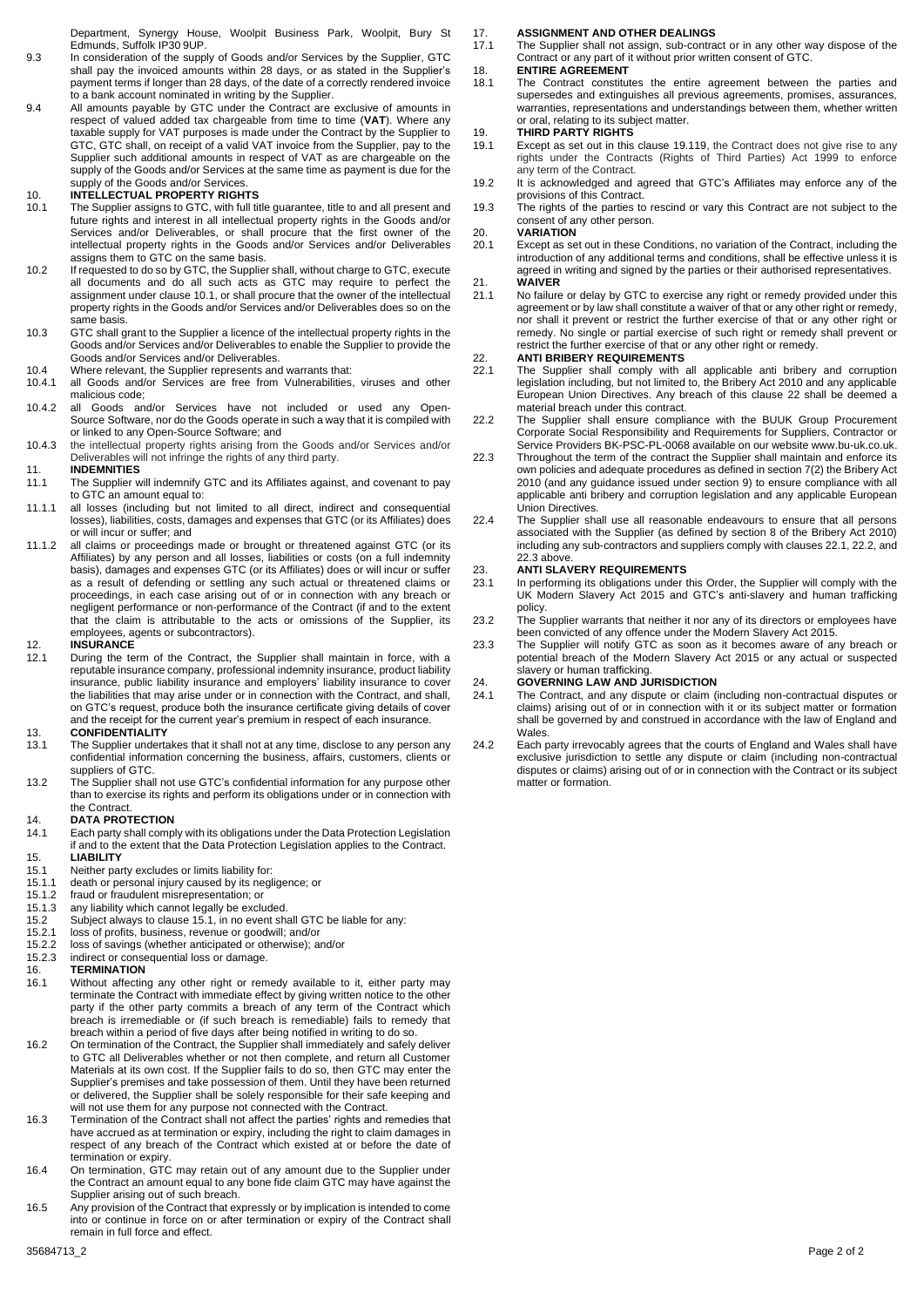Department, Synergy House, Woolpit Business Park, Woolpit, Bury St Edmunds, Suffolk IP30 9UP.

9.3 In consideration of the supply of Goods and/or Services by the Supplier, GTC shall pay the invoiced amounts within 28 days, or as stated in the Supplier's payment terms if longer than 28 days, of the date of a correctly rendered invoice to a bank account nominated in writing by the Supplier.

9.4 All amounts payable by GTC under the Contract are exclusive of amounts in respect of valued added tax chargeable from time to time (**VAT**). Where any taxable supply for VAT purposes is made under the Contract by the Supplier to GTC, GTC shall, on receipt of a valid VAT invoice from the Supplier, pay to the Supplier such additional amounts in respect of VAT as are chargeable on the supply of the Goods and/or Services at the same time as payment is due for the supply of the Goods and/or Services.

**10. INTELLECTUAL PROPERTY RIGHTS**

10.1 The Supplier assigns to GTC, with full title guarantee, title to and all present and future rights and interest in all intellectual property rights in the Goods and/or Services and/or Deliverables, or shall procure that the first owner of the intellectual property rights in the Goods and/or Services and/or Deliverables assigns them to GTC on the same basis.

10.2 If requested to do so by GTC, the Supplier shall, without charge to GTC, execute all documents and do all such acts as GTC may require to perfect the assignment under clause 10.1, or shall procure that the owner of the intellectual property rights in the Goods and/or Services and/or Deliverables does so on the same basis.

10.3 GTC shall grant to the Supplier a licence of the intellectual property rights in the Goods and/or Services and/or Deliverables to enable the Supplier to provide the Goods and/or Services and/or Deliverables.

10.4 Where relevant, the Supplier represents and warrants that:

10.4.1 all Goods and/or Services are free from Vulnerabilities, viruses and other malicious code;

10.4.2 all Goods and/or Services have not included or used any Open-Source Software, nor do the Goods operate in such a way that it is compiled with or linked to any Open-Source Software; and

10.4.3 the intellectual property rights arising from the Goods and/or Services and/or Deliverables will not infringe the rights of any third party.

**11. INDEMNITIES**

11.1 The Supplier will indemnify GTC and its Affiliates against, and covenant to pay to GTC an amount equal to:

11.1.1 all losses (including but not limited to all direct, indirect and consequential losses), liabilities, costs, damages and expenses that GTC (or its Affiliates) does or will incur or suffer; and

11.1.2 all claims or proceedings made or brought or threatened against GTC (or its Affiliates) by any person and all losses, liabilities or costs (on a full indemnity basis), damages and expenses GTC (or its Affiliates) does or will incur or suffer as a result of defending or settling any such actual or threatened claims or proceedings, in each case arising out of or in connection with any breach or negligent performance or non-performance of the Contract (if and to the extent that the claim is attributable to the acts or omissions of the Supplier, its employees, agents or subcontractors).

**12. INSURANCE**

12.1 During the term of the Contract, the Supplier shall maintain in force, with a reputable insurance company, professional indemnity insurance, product liability insurance, public liability insurance and employers' liability insurance to cover the liabilities that may arise under or in connection with the Contract, and shall, on GTC's request, produce both the insurance certificate giving details of cover and the receipt for the current year's premium in respect of each insurance.

**13. CONFIDENTIALITY**

13.1 The Supplier undertakes that it shall not at any time, disclose to any person any confidential information concerning the business, affairs, customers, clients or suppliers of GTC.

13.2 The Supplier shall not use GTC's confidential information for any purpose other than to exercise its rights and perform its obligations under or in connection with the Contract.

**14. DATA PROTECTION**

14.1 Each party shall comply with its obligations under the Data Protection Legislation if and to the extent that the Data Protection Legislation applies to the Contract.

**15. LIABILITY**

15.1 Neither party excludes or limits liability for:

15.1.1 death or personal injury caused by its negligence; or

15.1.2 fraud or fraudulent misrepresentation; or

15.1.3 any liability which cannot legally be excluded.

15.2 Subject always to clause 15.1, in no event shall GTC be liable for any:

15.2.1 loss of profits, business, revenue or goodwill; and/or

15.2.2 loss of savings (whether anticipated or otherwise); and/or

15.2.3 indirect or consequential loss or damage.

**16. TERMINATION**

16.1 Without affecting any other right or remedy available to it, either party may terminate the Contract with immediate effect by giving written notice to the other party if the other party commits a breach of any term of the Contract which breach is irremediable or (if such breach is remediable) fails to remedy that breach within a period of five days after being notified in writing to do so.

16.2 On termination of the Contract, the Supplier shall immediately and safely deliver to GTC all Deliverables whether or not then complete, and return all Customer Materials at its own cost. If the Supplier fails to do so, then GTC may enter the Supplier's premises and take possession of them. Until they have been returned or delivered, the Supplier shall be solely responsible for their safe keeping and will not use them for any purpose not connected with the Contract.

16.3 Termination of the Contract shall not affect the parties' rights and remedies that have accrued as at termination or expiry, including the right to claim damages in respect of any breach of the Contract which existed at or before the date of termination or expiry.

16.4 On termination, GTC may retain out of any amount due to the Supplier under the Contract an amount equal to any bone fide claim GTC may have against the Supplier arising out of such breach.

16.5 Any provision of the Contract that expressly or by implication is intended to come into or continue in force on or after termination or expiry of the Contract shall remain in full force and effect.

**17. ASSIGNMENT AND OTHER DEALINGS**

17.1 The Supplier shall not assign, sub-contract or in any other way dispose of the Contract or any part of it without prior written consent of GTC.

**18. ENTIRE AGREEMENT**

18.1 The Contract constitutes the entire agreement between the parties and supersedes and extinguishes all previous agreements, promises, assurances, warranties, representations and understandings between them, whether written or oral, relating to its subject matter.

**19. THIRD PARTY RIGHTS**

19.1 Except as set out in this clause 19.119, the Contract does not give rise to any rights under the Contracts (Rights of Third Parties) Act 1999 to enforce any term of the Contract.

19.2 It is acknowledged and agreed that GTC's Affiliates may enforce any of the provisions of this Contract.

19.3 The rights of the parties to rescind or vary this Contract are not subject to the consent of any other person.

**20. VARIATION**

20.1 Except as set out in these Conditions, no variation of the Contract, including the introduction of any additional terms and conditions, shall be effective unless it is agreed in writing and signed by the parties or their authorised representatives.

**21. WAIVER**

21.1 No failure or delay by GTC to exercise any right or remedy provided under this agreement or by law shall constitute a waiver of that or any other right or remedy, nor shall it prevent or restrict the further exercise of that or any other right or remedy. No single or partial exercise of such right or remedy shall prevent or restrict the further exercise of that or any other right or remedy.

**22. ANTI BRIBERY REQUIREMENTS**

22.1 The Supplier shall comply with all applicable anti bribery and corruption legislation including, but not limited to, the Bribery Act 2010 and any applicable European Union Directives. Any breach of this clause 22 shall be deemed a material breach under this contract.

22.2 The Supplier shall ensure compliance with the BUUK Group Procurement Corporate Social Responsibility and Requirements for Suppliers, Contractor or Service Providers BK-PSC-PL-0068 available on our website www.bu-uk.co.uk.

22.3 Throughout the term of the contract the Supplier shall maintain and enforce its own policies and adequate procedures as defined in section 7(2) the Bribery Act 2010 (and any guidance issued under section 9) to ensure compliance with all applicable anti bribery and corruption legislation and any applicable European Union Directives.

22.4 The Supplier shall use all reasonable endeavours to ensure that all persons associated with the Supplier (as defined by section 8 of the Bribery Act 2010) including any sub-contractors and suppliers comply with clauses 22.1, 22.2, and 22.3 above.

**23. ANTI SLAVERY REQUIREMENTS**

23.1 In performing its obligations under this Order, the Supplier will comply with the UK Modern Slavery Act 2015 and GTC's anti-slavery and human trafficking policy.

23.2 The Supplier warrants that neither it nor any of its directors or employees have been convicted of any offence under the Modern Slavery Act 2015.

23.3 The Supplier will notify GTC as soon as it becomes aware of any breach or potential breach of the Modern Slavery Act 2015 or any actual or suspected slavery or human trafficking.

**24. GOVERNING LAW AND JURISDICTION**

24.1 The Contract, and any dispute or claim (including non-contractual disputes or claims) arising out of or in connection with it or its subject matter or formation shall be governed by and construed in accordance with the law of England and Wales.

24.2 Each party irrevocably agrees that the courts of England and Wales shall have exclusive jurisdiction to settle any dispute or claim (including non-contractual disputes or claims) arising out of or in connection with the Contract or its subject matter or formation.

35684713_2